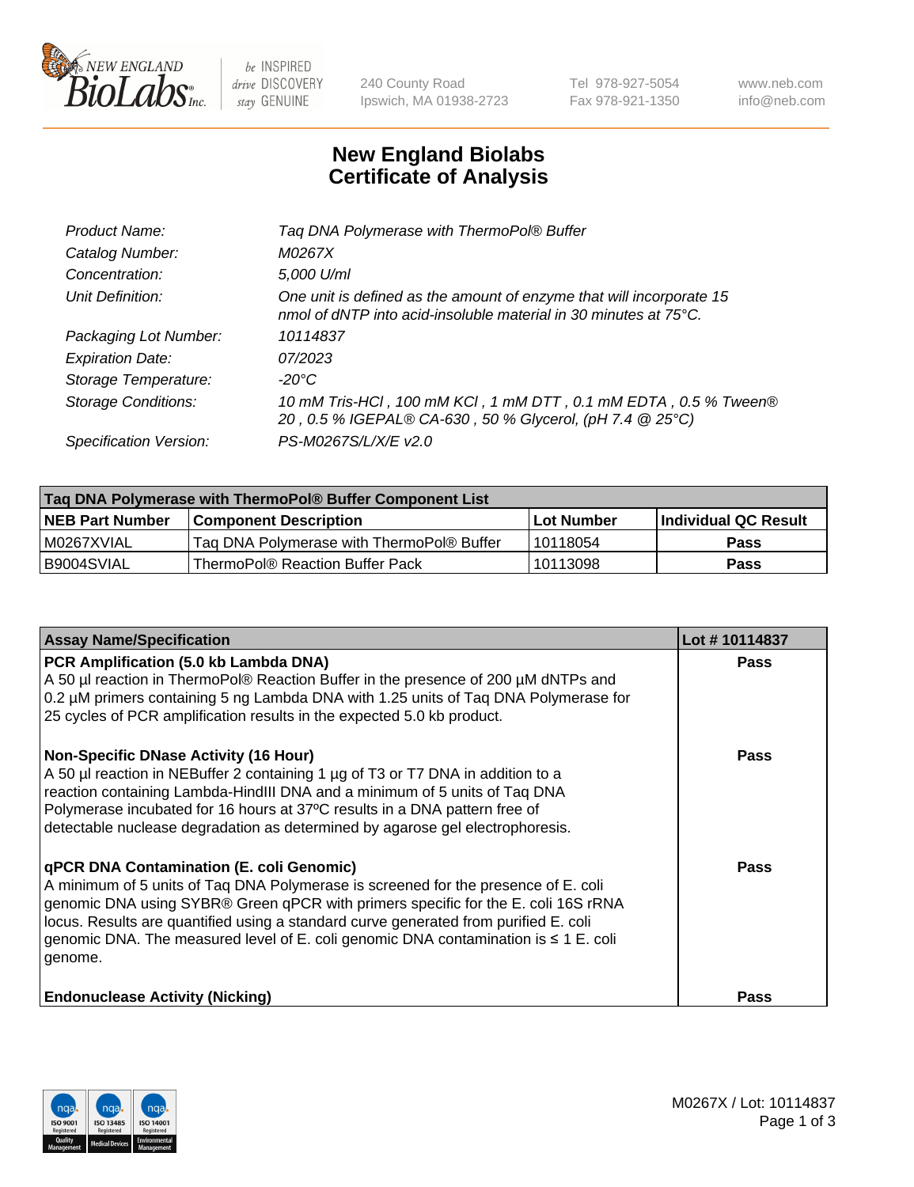New England Biolabs — be INSPIRED drive DISCOVERY stay GENUINE

240 County Road
Ipswich, MA 01938-2723

Tel 978-927-5054
Fax 978-921-1350

www.neb.com
info@neb.com

# New England Biolabs
# Certificate of Analysis

| | |
|---|---|
| *Product Name:* | *Taq DNA Polymerase with ThermoPol® Buffer* |
| *Catalog Number:* | *M0267X* |
| *Concentration:* | *5,000 U/ml* |
| *Unit Definition:* | *One unit is defined as the amount of enzyme that will incorporate 15 nmol of dNTP into acid-insoluble material in 30 minutes at 75°C.* |
| *Packaging Lot Number:* | *10114837* |
| *Expiration Date:* | *07/2023* |
| *Storage Temperature:* | *-20°C* |
| *Storage Conditions:* | *10 mM Tris-HCl , 100 mM KCl , 1 mM DTT , 0.1 mM EDTA , 0.5 % Tween® 20 , 0.5 % IGEPAL® CA-630 , 50 % Glycerol, (pH 7.4 @ 25°C)* |
| *Specification Version:* | *PS-M0267S/L/X/E v2.0* |

| Taq DNA Polymerase with ThermoPol® Buffer Component List | | | |
|---|---|---|---|
| **NEB Part Number** | **Component Description** | **Lot Number** | **Individual QC Result** |
| M0267XVIAL | Taq DNA Polymerase with ThermoPol® Buffer | 10118054 | **Pass** |
| B9004SVIAL | ThermoPol® Reaction Buffer Pack | 10113098 | **Pass** |

| Assay Name/Specification | Lot # 10114837 |
|---|---|
| **PCR Amplification (5.0 kb Lambda DNA)**<br>A 50 µl reaction in ThermoPol® Reaction Buffer in the presence of 200 µM dNTPs and 0.2 µM primers containing 5 ng Lambda DNA with 1.25 units of Taq DNA Polymerase for 25 cycles of PCR amplification results in the expected 5.0 kb product. | **Pass** |
| **Non-Specific DNase Activity (16 Hour)**<br>A 50 µl reaction in NEBuffer 2 containing 1 µg of T3 or T7 DNA in addition to a reaction containing Lambda-HindIII DNA and a minimum of 5 units of Taq DNA Polymerase incubated for 16 hours at 37ºC results in a DNA pattern free of detectable nuclease degradation as determined by agarose gel electrophoresis. | **Pass** |
| **qPCR DNA Contamination (E. coli Genomic)**<br>A minimum of 5 units of Taq DNA Polymerase is screened for the presence of E. coli genomic DNA using SYBR® Green qPCR with primers specific for the E. coli 16S rRNA locus. Results are quantified using a standard curve generated from purified E. coli genomic DNA. The measured level of E. coli genomic DNA contamination is ≤ 1 E. coli genome. | **Pass** |
| **Endonuclease Activity (Nicking)** | **Pass** |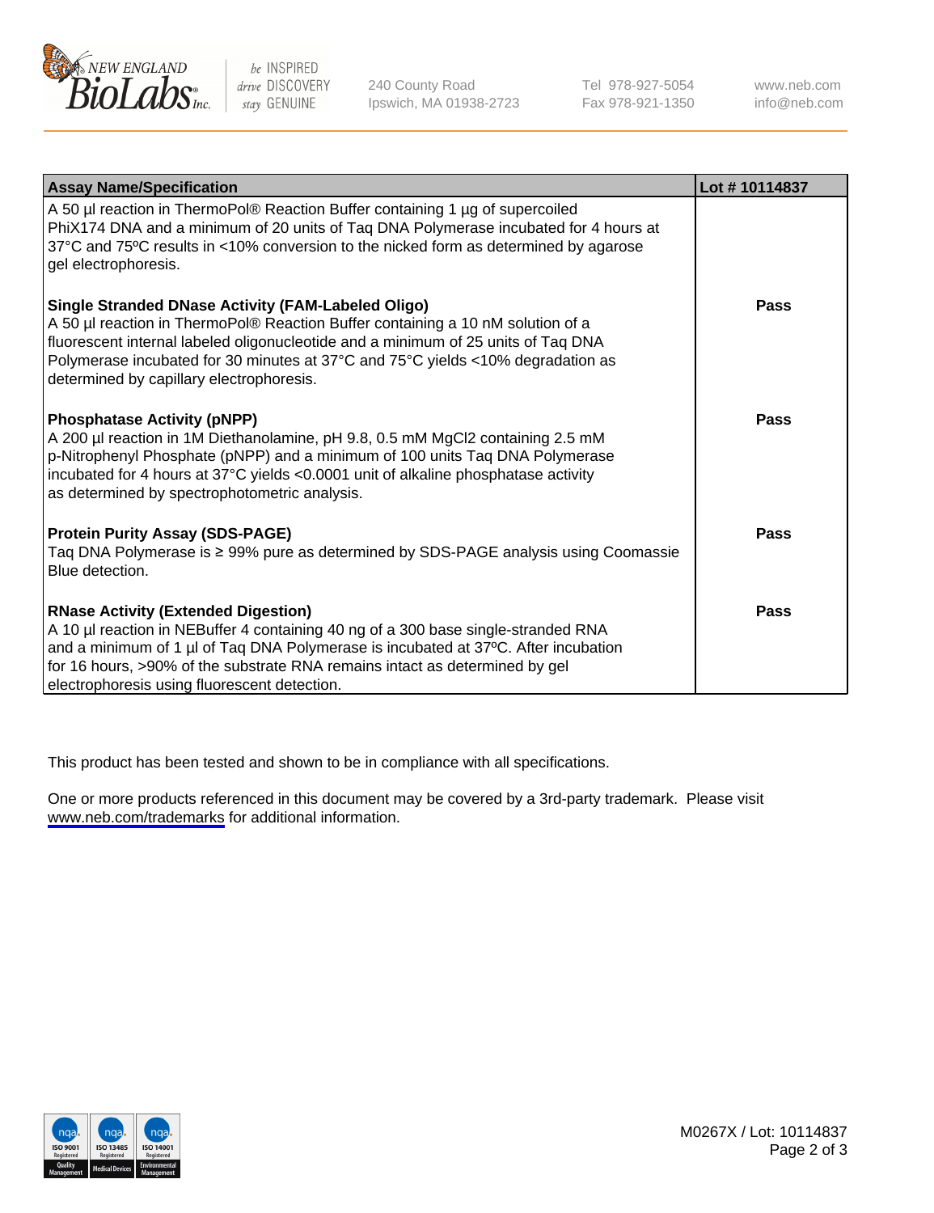| Assay Name/Specification | Lot # 10114837 |
|---|---|
| A 50 µl reaction in ThermoPol® Reaction Buffer containing 1 µg of supercoiled PhiX174 DNA and a minimum of 20 units of Taq DNA Polymerase incubated for 4 hours at 37°C and 75ºC results in <10% conversion to the nicked form as determined by agarose gel electrophoresis. | |
| **Single Stranded DNase Activity (FAM-Labeled Oligo)**<br>A 50 µl reaction in ThermoPol® Reaction Buffer containing a 10 nM solution of a fluorescent internal labeled oligonucleotide and a minimum of 25 units of Taq DNA Polymerase incubated for 30 minutes at 37°C and 75°C yields <10% degradation as determined by capillary electrophoresis. | **Pass** |
| **Phosphatase Activity (pNPP)**<br>A 200 µl reaction in 1M Diethanolamine, pH 9.8, 0.5 mM MgCl2 containing 2.5 mM p-Nitrophenyl Phosphate (pNPP) and a minimum of 100 units Taq DNA Polymerase incubated for 4 hours at 37°C yields <0.0001 unit of alkaline phosphatase activity as determined by spectrophotometric analysis. | **Pass** |
| **Protein Purity Assay (SDS-PAGE)**<br>Taq DNA Polymerase is ≥ 99% pure as determined by SDS-PAGE analysis using Coomassie Blue detection. | **Pass** |
| **RNase Activity (Extended Digestion)**<br>A 10 µl reaction in NEBuffer 4 containing 40 ng of a 300 base single-stranded RNA and a minimum of 1 µl of Taq DNA Polymerase is incubated at 37ºC. After incubation for 16 hours, >90% of the substrate RNA remains intact as determined by gel electrophoresis using fluorescent detection. | **Pass** |

This product has been tested and shown to be in compliance with all specifications.

One or more products referenced in this document may be covered by a 3rd-party trademark. Please visit www.neb.com/trademarks for additional information.

M0267X / Lot: 10114837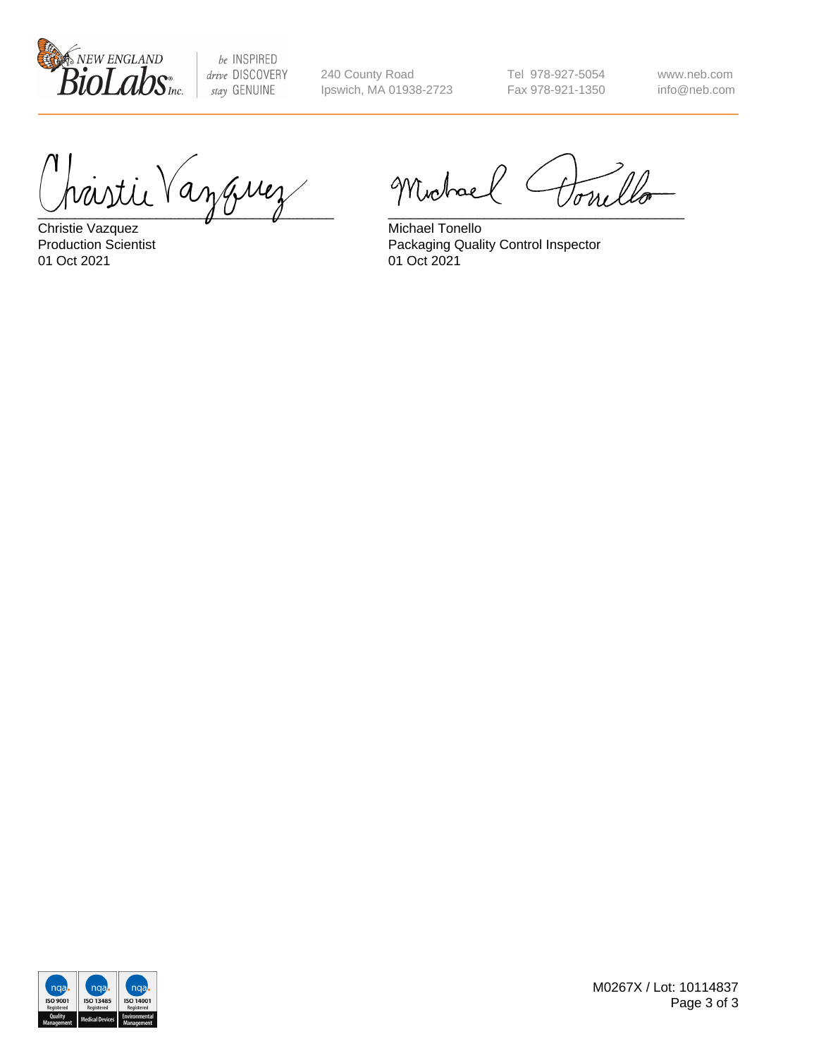NEW ENGLAND BioLabs® Inc. | be INSPIRED drive DISCOVERY stay GENUINE | 240 County Road Ipswich, MA 01938-2723 | Tel 978-927-5054 Fax 978-921-1350 | www.neb.com info@neb.com

Christie Vazquez
Production Scientist
01 Oct 2021

Michael Tonello
Packaging Quality Control Inspector
01 Oct 2021

M0267X / Lot: 10114837